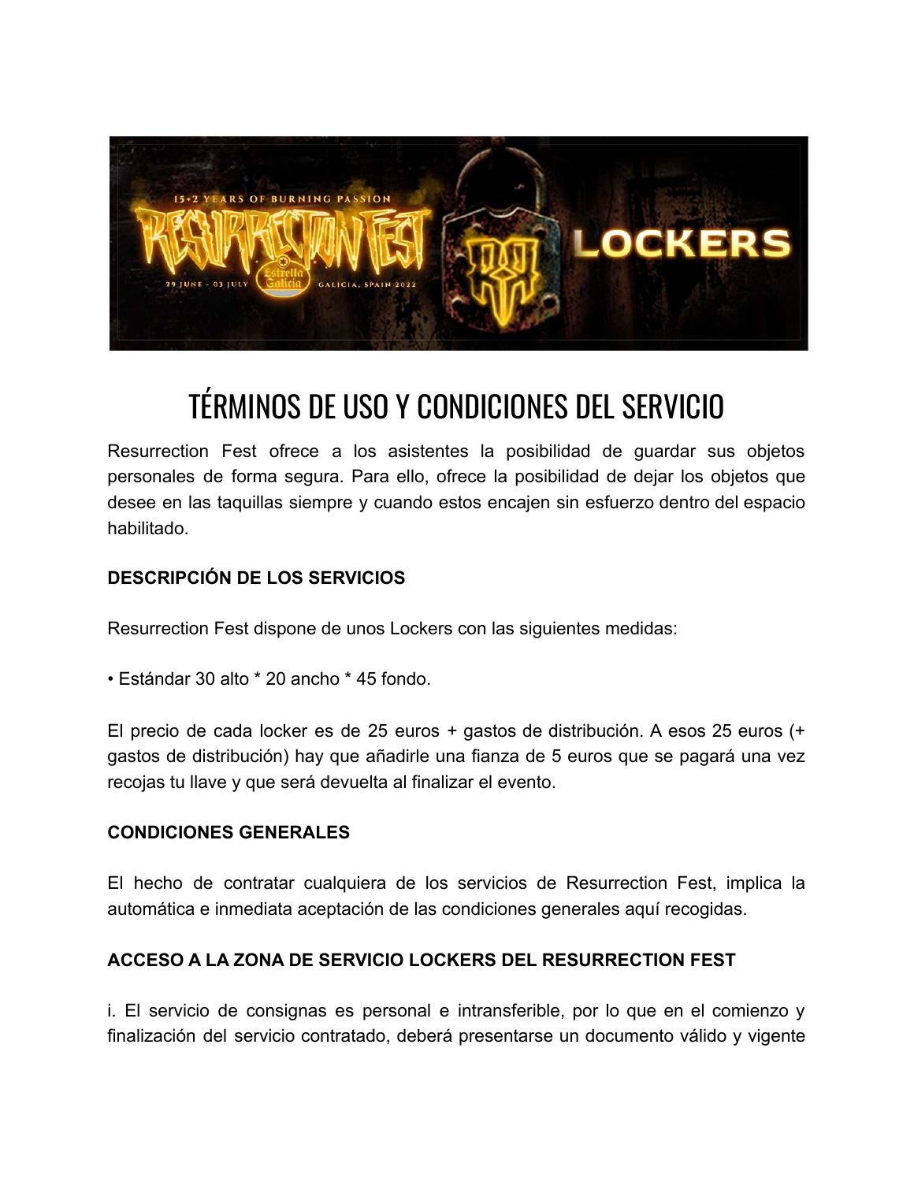# TÉRMINOS DE USO Y CONDICIONES DEL SERVICIO

Resurrection Fest ofrece a los asistentes la posibilidad de guardar sus objetos personales de forma segura. Para ello, ofrece la posibilidad de dejar los objetos que desee en las taquillas siempre y cuando estos encajen sin esfuerzo dentro del espacio habilitado.

**DESCRIPCIÓN DE LOS SERVICIOS**

Resurrection Fest dispone de unos Lockers con las siguientes medidas:

• Estándar 30 alto * 20 ancho * 45 fondo.

El precio de cada locker es de 25 euros + gastos de distribución. A esos 25 euros (+ gastos de distribución) hay que añadirle una fianza de 5 euros que se pagará una vez recojas tu llave y que será devuelta al finalizar el evento.

**CONDICIONES GENERALES**

El hecho de contratar cualquiera de los servicios de Resurrection Fest, implica la automática e inmediata aceptación de las condiciones generales aquí recogidas.

**ACCESO A LA ZONA DE SERVICIO LOCKERS DEL RESURRECTION FEST**

i. El servicio de consignas es personal e intransferible, por lo que en el comienzo y finalización del servicio contratado, deberá presentarse un documento válido y vigente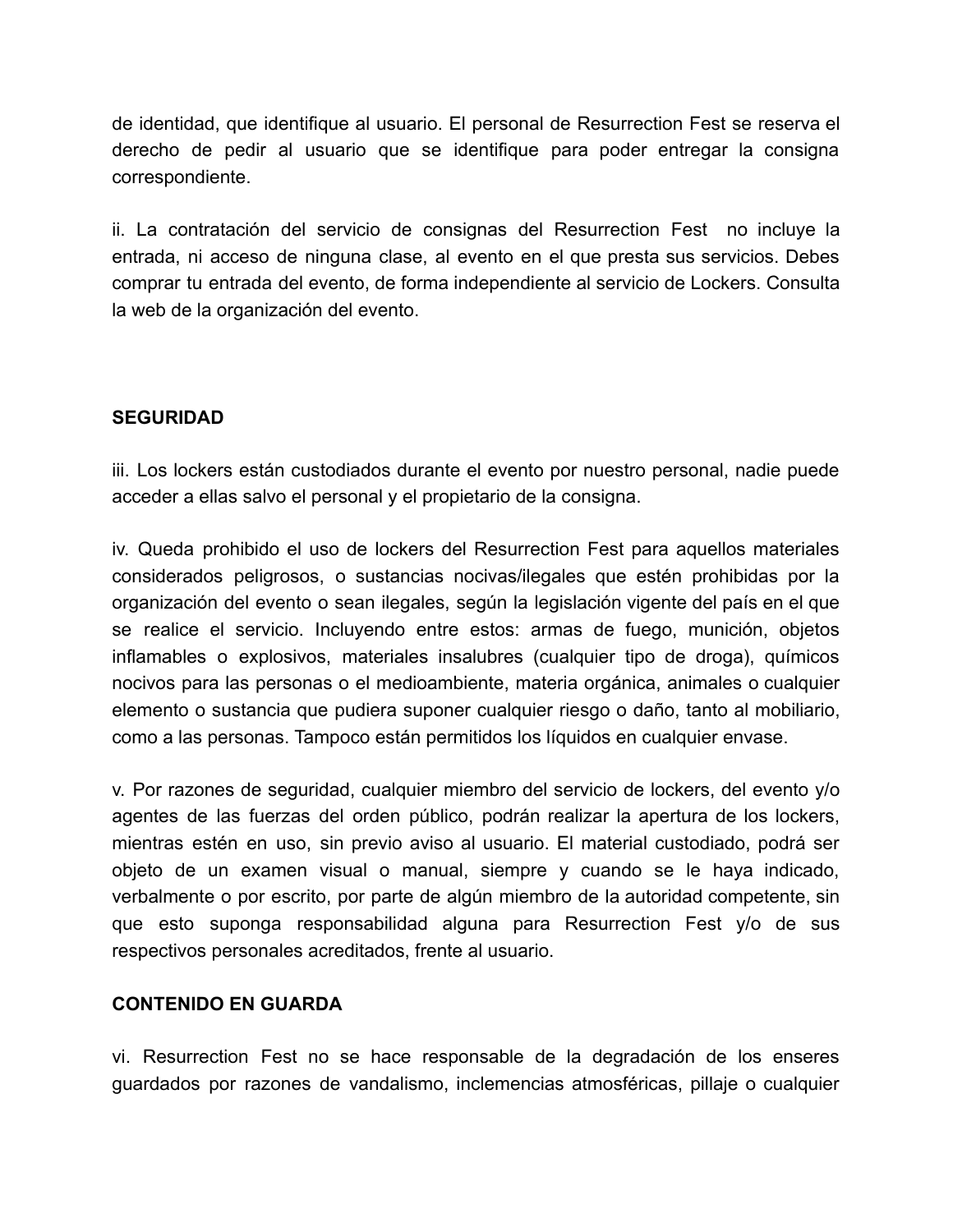de identidad, que identifique al usuario. El personal de Resurrection Fest se reserva el derecho de pedir al usuario que se identifique para poder entregar la consigna correspondiente.

ii. La contratación del servicio de consignas del Resurrection Fest no incluye la entrada, ni acceso de ninguna clase, al evento en el que presta sus servicios. Debes comprar tu entrada del evento, de forma independiente al servicio de Lockers. Consulta la web de la organización del evento.

**SEGURIDAD**

iii. Los lockers están custodiados durante el evento por nuestro personal, nadie puede acceder a ellas salvo el personal y el propietario de la consigna.

iv. Queda prohibido el uso de lockers del Resurrection Fest para aquellos materiales considerados peligrosos, o sustancias nocivas/ilegales que estén prohibidas por la organización del evento o sean ilegales, según la legislación vigente del país en el que se realice el servicio. Incluyendo entre estos: armas de fuego, munición, objetos inflamables o explosivos, materiales insalubres (cualquier tipo de droga), químicos nocivos para las personas o el medioambiente, materia orgánica, animales o cualquier elemento o sustancia que pudiera suponer cualquier riesgo o daño, tanto al mobiliario, como a las personas. Tampoco están permitidos los líquidos en cualquier envase.

v. Por razones de seguridad, cualquier miembro del servicio de lockers, del evento y/o agentes de las fuerzas del orden público, podrán realizar la apertura de los lockers, mientras estén en uso, sin previo aviso al usuario. El material custodiado, podrá ser objeto de un examen visual o manual, siempre y cuando se le haya indicado, verbalmente o por escrito, por parte de algún miembro de la autoridad competente, sin que esto suponga responsabilidad alguna para Resurrection Fest y/o de sus respectivos personales acreditados, frente al usuario.

**CONTENIDO EN GUARDA**

vi. Resurrection Fest no se hace responsable de la degradación de los enseres guardados por razones de vandalismo, inclemencias atmosféricas, pillaje o cualquier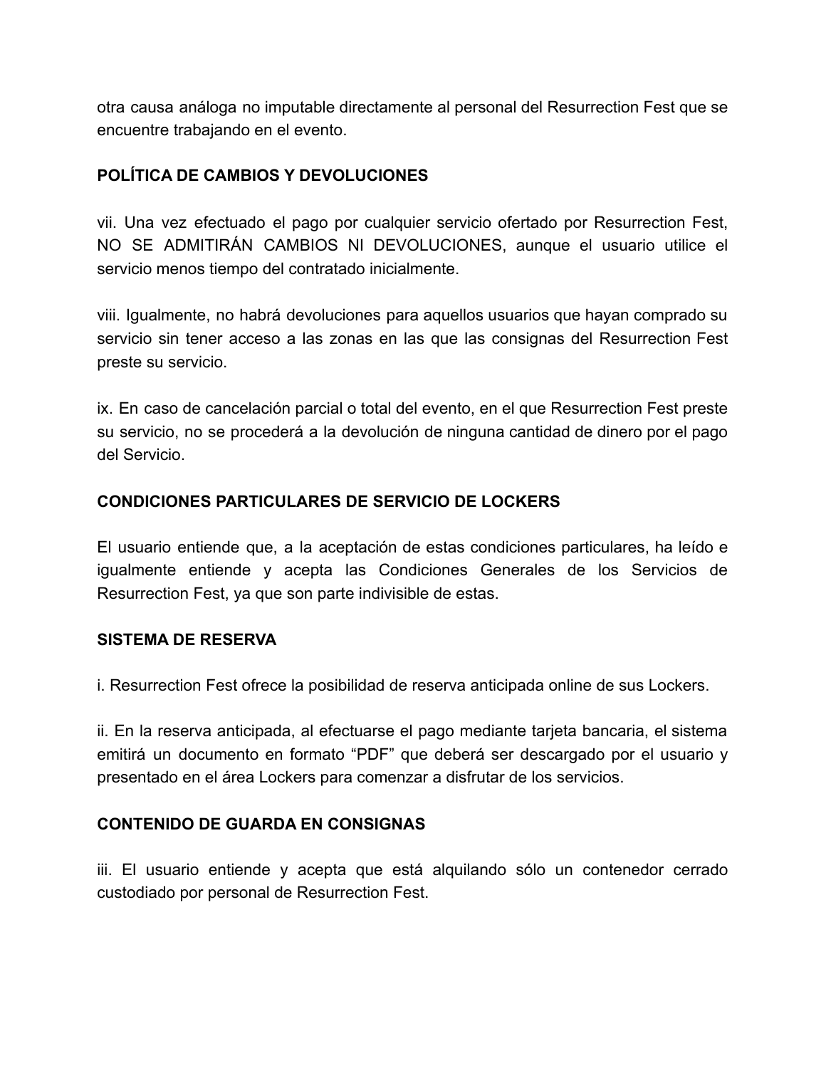otra causa análoga no imputable directamente al personal del Resurrection Fest que se encuentre trabajando en el evento.

**POLÍTICA DE CAMBIOS Y DEVOLUCIONES**

vii. Una vez efectuado el pago por cualquier servicio ofertado por Resurrection Fest, NO SE ADMITIRÁN CAMBIOS NI DEVOLUCIONES, aunque el usuario utilice el servicio menos tiempo del contratado inicialmente.

viii. Igualmente, no habrá devoluciones para aquellos usuarios que hayan comprado su servicio sin tener acceso a las zonas en las que las consignas del Resurrection Fest preste su servicio.

ix. En caso de cancelación parcial o total del evento, en el que Resurrection Fest preste su servicio, no se procederá a la devolución de ninguna cantidad de dinero por el pago del Servicio.

**CONDICIONES PARTICULARES DE SERVICIO DE LOCKERS**

El usuario entiende que, a la aceptación de estas condiciones particulares, ha leído e igualmente entiende y acepta las Condiciones Generales de los Servicios de Resurrection Fest, ya que son parte indivisible de estas.

**SISTEMA DE RESERVA**

i. Resurrection Fest ofrece la posibilidad de reserva anticipada online de sus Lockers.

ii. En la reserva anticipada, al efectuarse el pago mediante tarjeta bancaria, el sistema emitirá un documento en formato "PDF" que deberá ser descargado por el usuario y presentado en el área Lockers para comenzar a disfrutar de los servicios.

**CONTENIDO DE GUARDA EN CONSIGNAS**

iii. El usuario entiende y acepta que está alquilando sólo un contenedor cerrado custodiado por personal de Resurrection Fest.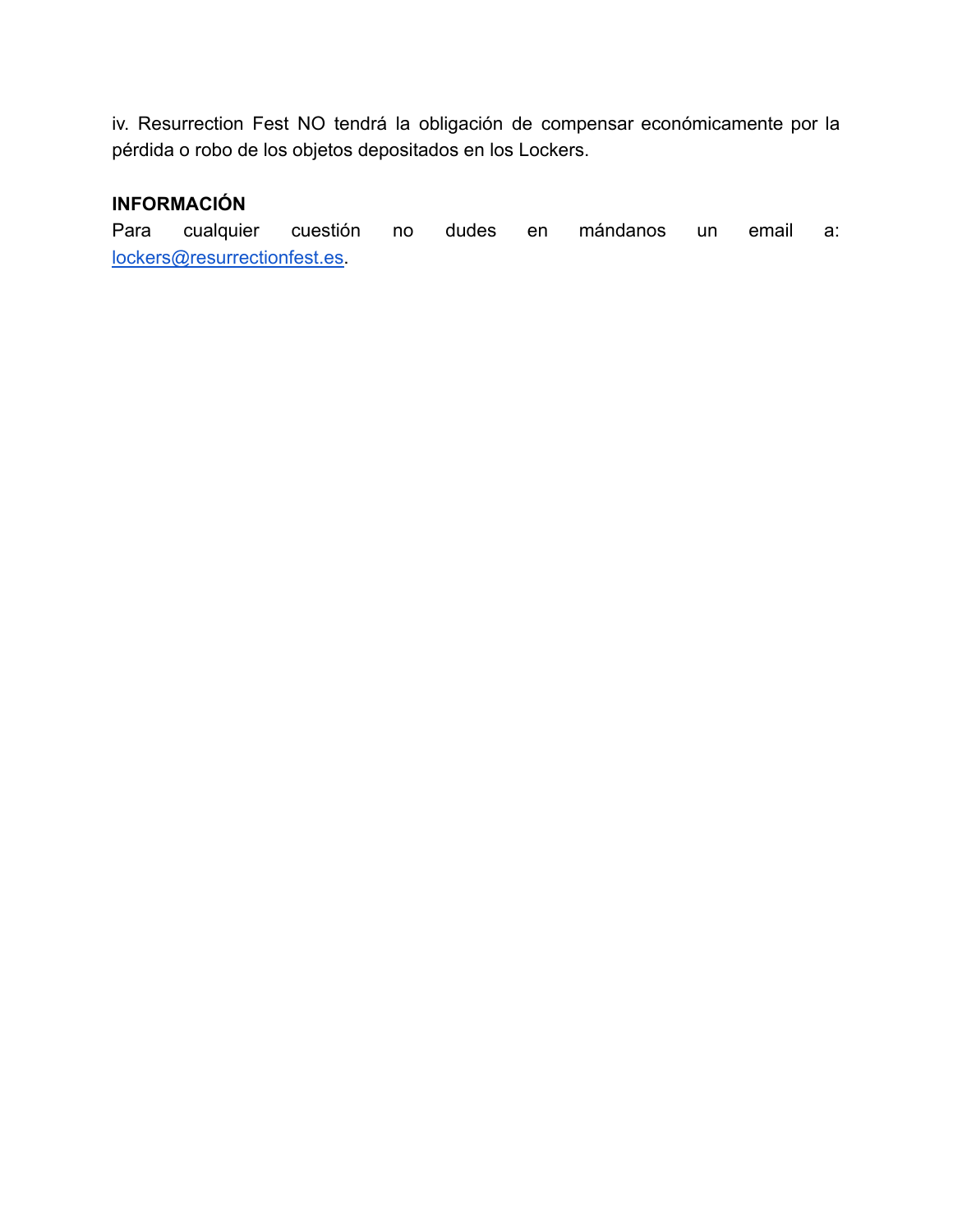iv. Resurrection Fest NO tendrá la obligación de compensar económicamente por la pérdida o robo de los objetos depositados en los Lockers.

**INFORMACIÓN**

Para cualquier cuestión no dudes en mándanos un email a: lockers@resurrectionfest.es.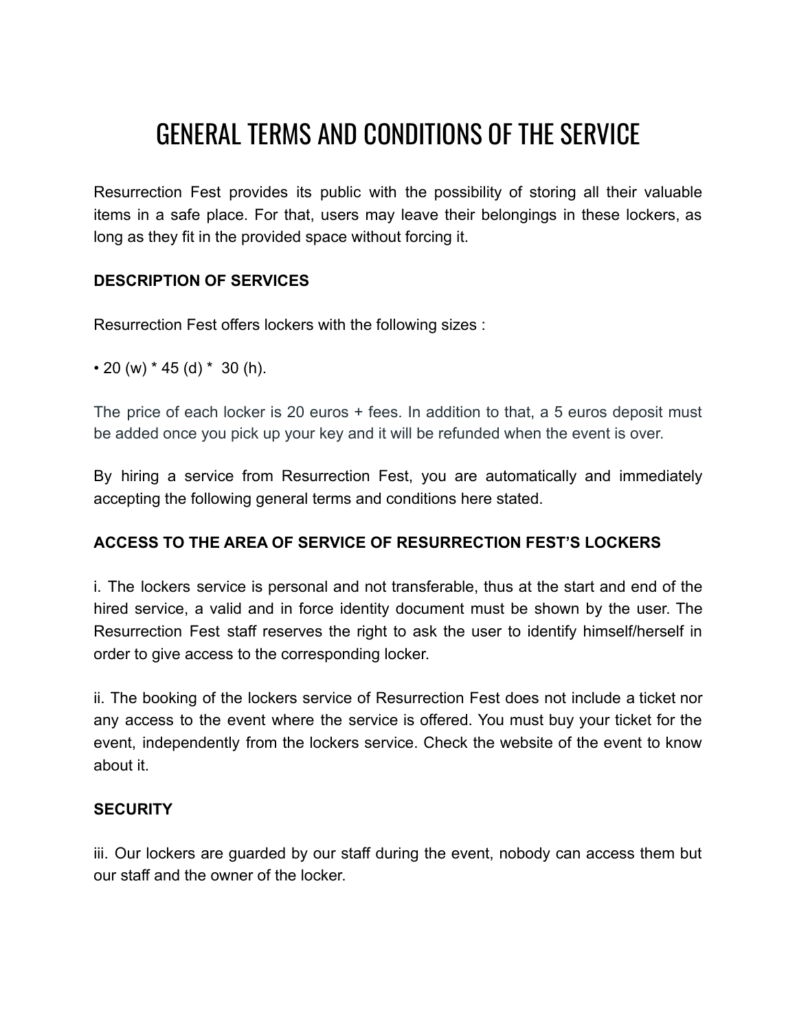# GENERAL TERMS AND CONDITIONS OF THE SERVICE

Resurrection Fest provides its public with the possibility of storing all their valuable items in a safe place. For that, users may leave their belongings in these lockers, as long as they fit in the provided space without forcing it.

**DESCRIPTION OF SERVICES**

Resurrection Fest offers lockers with the following sizes :

• 20 (w) * 45 (d) * 30 (h).

The price of each locker is 20 euros + fees. In addition to that, a 5 euros deposit must be added once you pick up your key and it will be refunded when the event is over.

By hiring a service from Resurrection Fest, you are automatically and immediately accepting the following general terms and conditions here stated.

**ACCESS TO THE AREA OF SERVICE OF RESURRECTION FEST'S LOCKERS**

i. The lockers service is personal and not transferable, thus at the start and end of the hired service, a valid and in force identity document must be shown by the user. The Resurrection Fest staff reserves the right to ask the user to identify himself/herself in order to give access to the corresponding locker.

ii. The booking of the lockers service of Resurrection Fest does not include a ticket nor any access to the event where the service is offered. You must buy your ticket for the event, independently from the lockers service. Check the website of the event to know about it.

**SECURITY**

iii. Our lockers are guarded by our staff during the event, nobody can access them but our staff and the owner of the locker.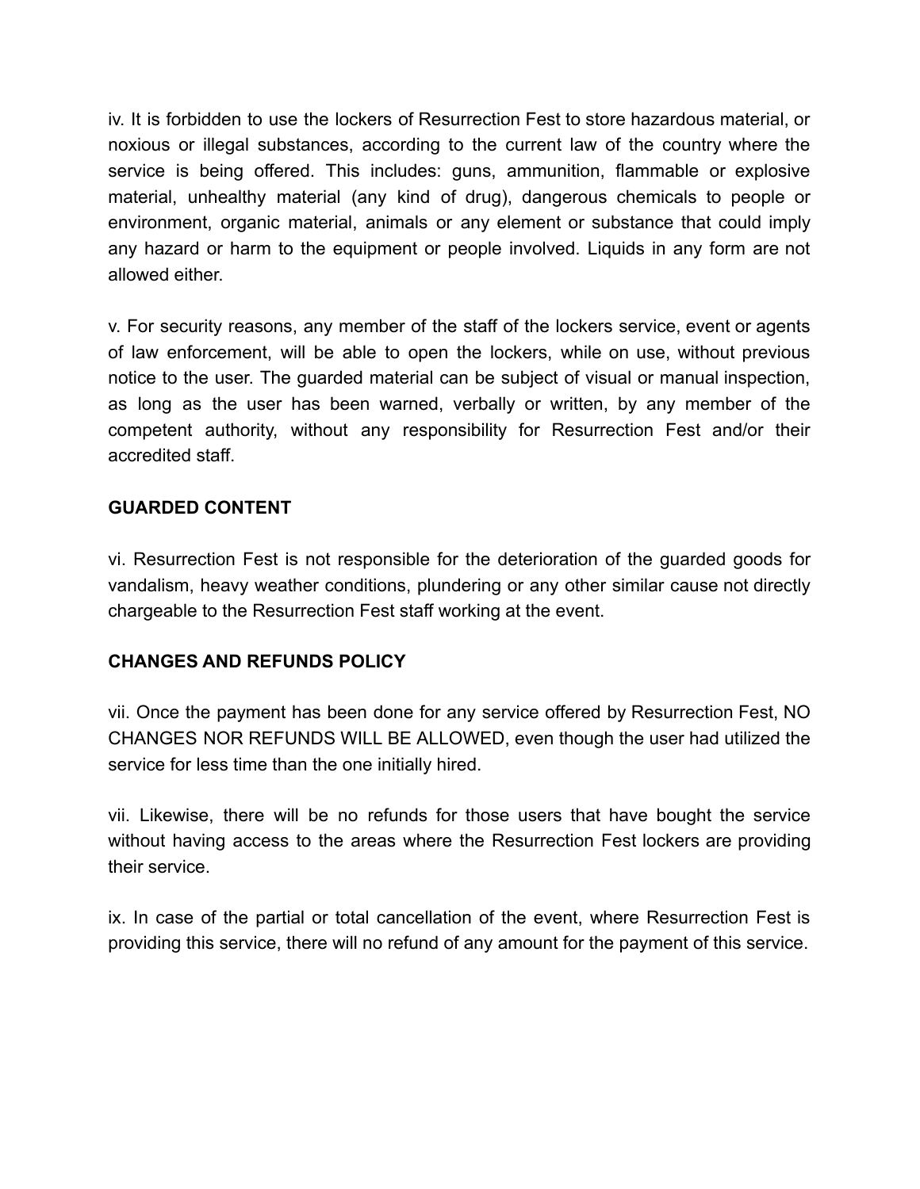iv. It is forbidden to use the lockers of Resurrection Fest to store hazardous material, or noxious or illegal substances, according to the current law of the country where the service is being offered. This includes: guns, ammunition, flammable or explosive material, unhealthy material (any kind of drug), dangerous chemicals to people or environment, organic material, animals or any element or substance that could imply any hazard or harm to the equipment or people involved. Liquids in any form are not allowed either.

v. For security reasons, any member of the staff of the lockers service, event or agents of law enforcement, will be able to open the lockers, while on use, without previous notice to the user. The guarded material can be subject of visual or manual inspection, as long as the user has been warned, verbally or written, by any member of the competent authority, without any responsibility for Resurrection Fest and/or their accredited staff.

**GUARDED CONTENT**

vi. Resurrection Fest is not responsible for the deterioration of the guarded goods for vandalism, heavy weather conditions, plundering or any other similar cause not directly chargeable to the Resurrection Fest staff working at the event.

**CHANGES AND REFUNDS POLICY**

vii. Once the payment has been done for any service offered by Resurrection Fest, NO CHANGES NOR REFUNDS WILL BE ALLOWED, even though the user had utilized the service for less time than the one initially hired.

vii. Likewise, there will be no refunds for those users that have bought the service without having access to the areas where the Resurrection Fest lockers are providing their service.

ix. In case of the partial or total cancellation of the event, where Resurrection Fest is providing this service, there will no refund of any amount for the payment of this service.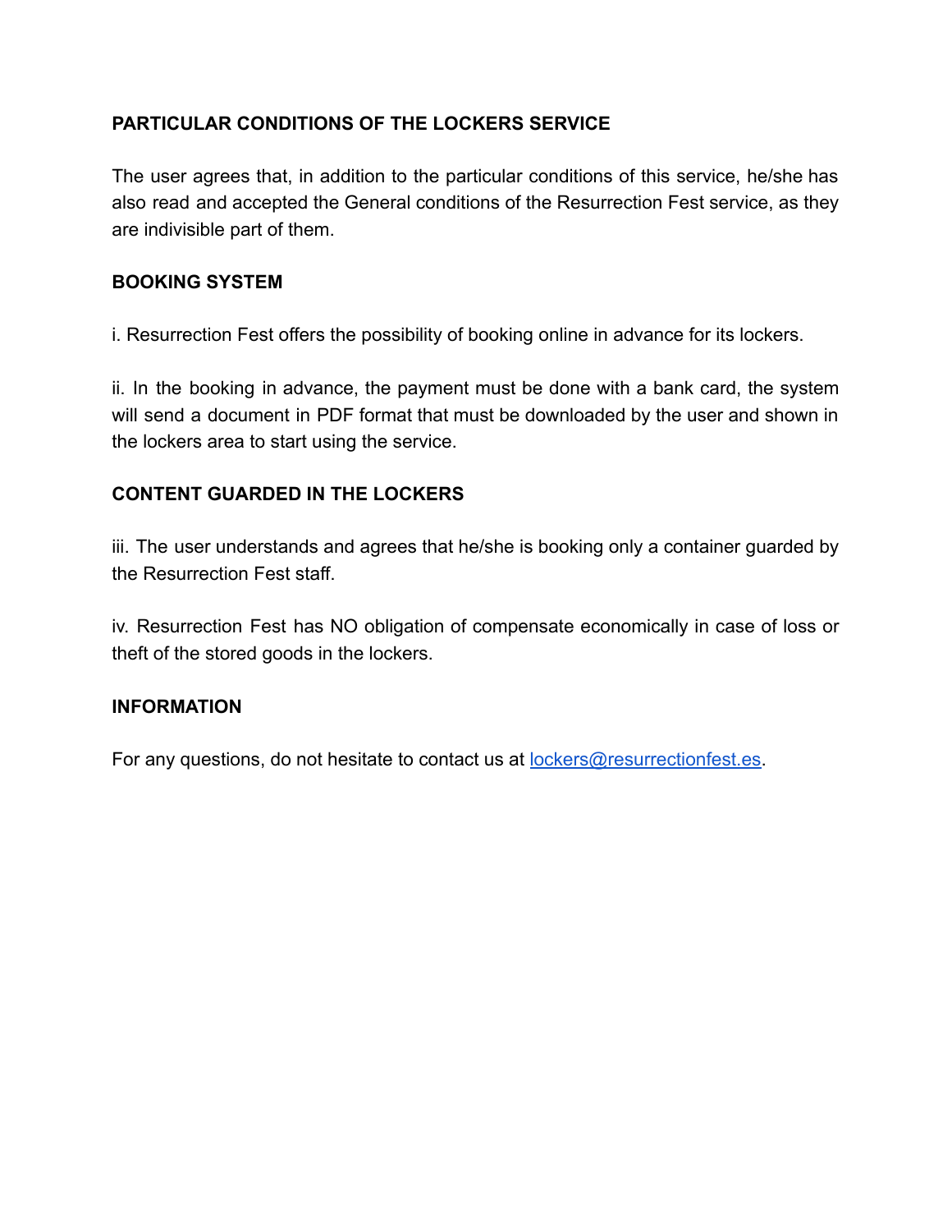## PARTICULAR CONDITIONS OF THE LOCKERS SERVICE

The user agrees that, in addition to the particular conditions of this service, he/she has also read and accepted the General conditions of the Resurrection Fest service, as they are indivisible part of them.

## BOOKING SYSTEM

i. Resurrection Fest offers the possibility of booking online in advance for its lockers.

ii. In the booking in advance, the payment must be done with a bank card, the system will send a document in PDF format that must be downloaded by the user and shown in the lockers area to start using the service.

## CONTENT GUARDED IN THE LOCKERS

iii. The user understands and agrees that he/she is booking only a container guarded by the Resurrection Fest staff.

iv. Resurrection Fest has NO obligation of compensate economically in case of loss or theft of the stored goods in the lockers.

## INFORMATION

For any questions, do not hesitate to contact us at [lockers@resurrectionfest.es](mailto:lockers@resurrectionfest.es).